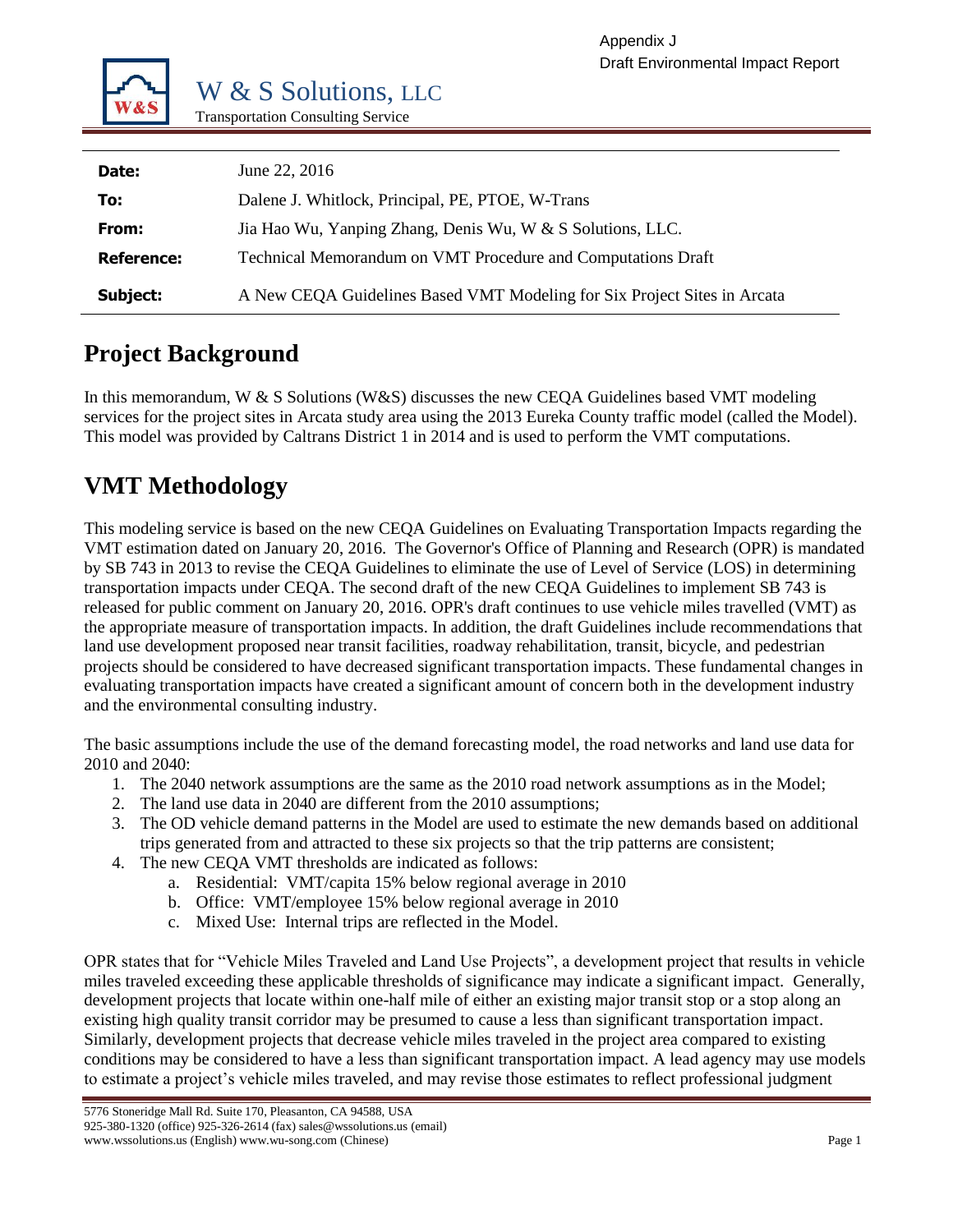Appendix J
Draft Environmental Impact Report

W & S Solutions, LLC
Transportation Consulting Service

| | |
|---|---|
| **Date:** | June 22, 2016 |
| **To:** | Dalene J. Whitlock, Principal, PE, PTOE, W-Trans |
| **From:** | Jia Hao Wu, Yanping Zhang, Denis Wu, W & S Solutions, LLC. |
| **Reference:** | Technical Memorandum on VMT Procedure and Computations Draft |
| **Subject:** | A New CEQA Guidelines Based VMT Modeling for Six Project Sites in Arcata |

# Project Background

In this memorandum, W & S Solutions (W&S) discusses the new CEQA Guidelines based VMT modeling services for the project sites in Arcata study area using the 2013 Eureka County traffic model (called the Model). This model was provided by Caltrans District 1 in 2014 and is used to perform the VMT computations.

# VMT Methodology

This modeling service is based on the new CEQA Guidelines on Evaluating Transportation Impacts regarding the VMT estimation dated on January 20, 2016. The Governor's Office of Planning and Research (OPR) is mandated by SB 743 in 2013 to revise the CEQA Guidelines to eliminate the use of Level of Service (LOS) in determining transportation impacts under CEQA. The second draft of the new CEQA Guidelines to implement SB 743 is released for public comment on January 20, 2016. OPR's draft continues to use vehicle miles travelled (VMT) as the appropriate measure of transportation impacts. In addition, the draft Guidelines include recommendations that land use development proposed near transit facilities, roadway rehabilitation, transit, bicycle, and pedestrian projects should be considered to have decreased significant transportation impacts. These fundamental changes in evaluating transportation impacts have created a significant amount of concern both in the development industry and the environmental consulting industry.

The basic assumptions include the use of the demand forecasting model, the road networks and land use data for 2010 and 2040:

1. The 2040 network assumptions are the same as the 2010 road network assumptions as in the Model;
2. The land use data in 2040 are different from the 2010 assumptions;
3. The OD vehicle demand patterns in the Model are used to estimate the new demands based on additional trips generated from and attracted to these six projects so that the trip patterns are consistent;
4. The new CEQA VMT thresholds are indicated as follows:
    a. Residential: VMT/capita 15% below regional average in 2010
    b. Office: VMT/employee 15% below regional average in 2010
    c. Mixed Use: Internal trips are reflected in the Model.

OPR states that for "Vehicle Miles Traveled and Land Use Projects", a development project that results in vehicle miles traveled exceeding these applicable thresholds of significance may indicate a significant impact. Generally, development projects that locate within one-half mile of either an existing major transit stop or a stop along an existing high quality transit corridor may be presumed to cause a less than significant transportation impact. Similarly, development projects that decrease vehicle miles traveled in the project area compared to existing conditions may be considered to have a less than significant transportation impact. A lead agency may use models to estimate a project's vehicle miles traveled, and may revise those estimates to reflect professional judgment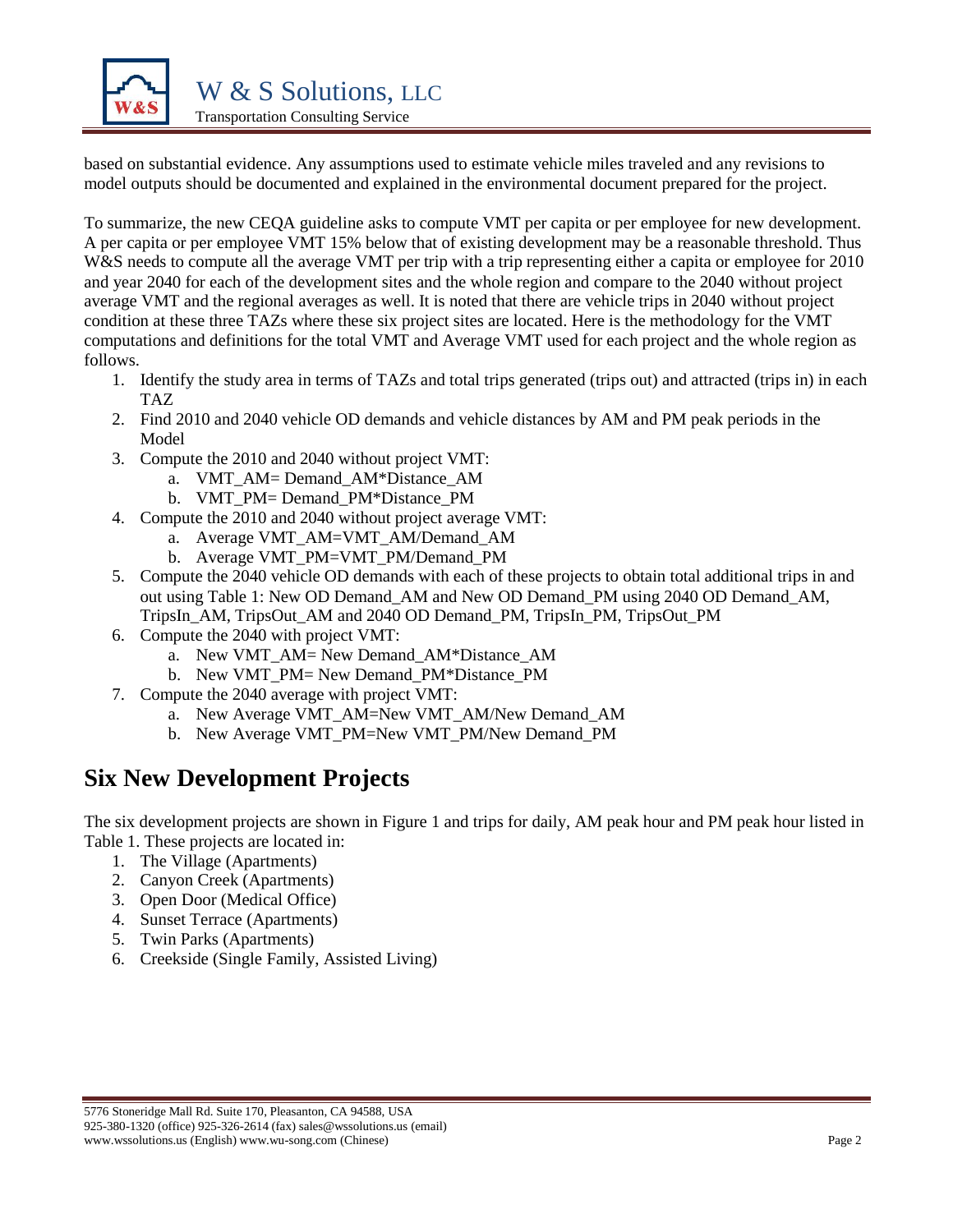based on substantial evidence. Any assumptions used to estimate vehicle miles traveled and any revisions to model outputs should be documented and explained in the environmental document prepared for the project.

To summarize, the new CEQA guideline asks to compute VMT per capita or per employee for new development. A per capita or per employee VMT 15% below that of existing development may be a reasonable threshold. Thus W&S needs to compute all the average VMT per trip with a trip representing either a capita or employee for 2010 and year 2040 for each of the development sites and the whole region and compare to the 2040 without project average VMT and the regional averages as well. It is noted that there are vehicle trips in 2040 without project condition at these three TAZs where these six project sites are located. Here is the methodology for the VMT computations and definitions for the total VMT and Average VMT used for each project and the whole region as follows.

1. Identify the study area in terms of TAZs and total trips generated (trips out) and attracted (trips in) in each TAZ
2. Find 2010 and 2040 vehicle OD demands and vehicle distances by AM and PM peak periods in the Model
3. Compute the 2010 and 2040 without project VMT:
   a. VMT_AM= Demand_AM*Distance_AM
   b. VMT_PM= Demand_PM*Distance_PM
4. Compute the 2010 and 2040 without project average VMT:
   a. Average VMT_AM=VMT_AM/Demand_AM
   b. Average VMT_PM=VMT_PM/Demand_PM
5. Compute the 2040 vehicle OD demands with each of these projects to obtain total additional trips in and out using Table 1: New OD Demand_AM and New OD Demand_PM using 2040 OD Demand_AM, TripsIn_AM, TripsOut_AM and 2040 OD Demand_PM, TripsIn_PM, TripsOut_PM
6. Compute the 2040 with project VMT:
   a. New VMT_AM= New Demand_AM*Distance_AM
   b. New VMT_PM= New Demand_PM*Distance_PM
7. Compute the 2040 average with project VMT:
   a. New Average VMT_AM=New VMT_AM/New Demand_AM
   b. New Average VMT_PM=New VMT_PM/New Demand_PM

## Six New Development Projects

The six development projects are shown in Figure 1 and trips for daily, AM peak hour and PM peak hour listed in Table 1. These projects are located in:

1. The Village (Apartments)
2. Canyon Creek (Apartments)
3. Open Door (Medical Office)
4. Sunset Terrace (Apartments)
5. Twin Parks (Apartments)
6. Creekside (Single Family, Assisted Living)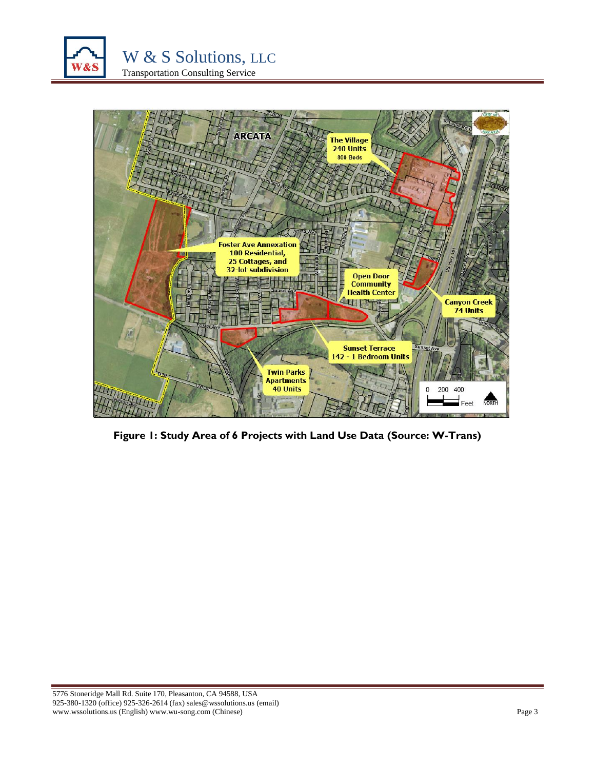**Figure 1: Study Area of 6 Projects with Land Use Data (Source: W-Trans)**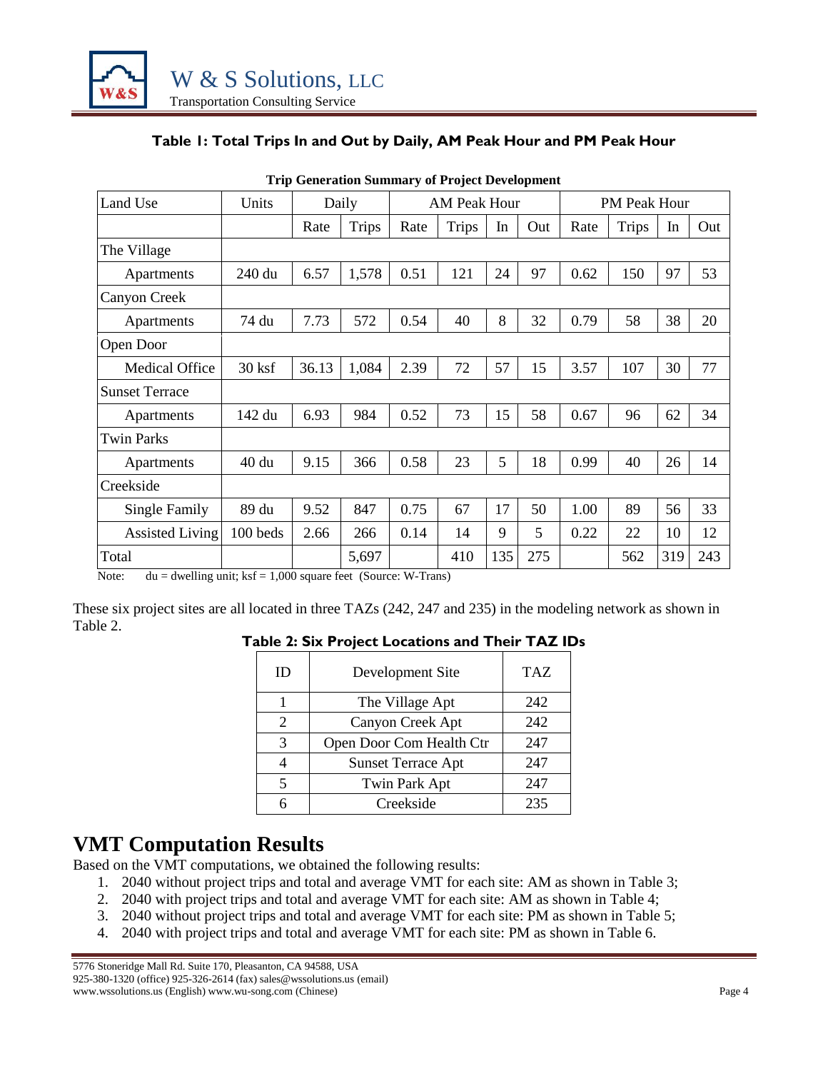### Table 1: Total Trips In and Out by Daily, AM Peak Hour and PM Peak Hour

**Trip Generation Summary of Project Development**

| Land Use | Units | Daily | | AM Peak Hour | | | | PM Peak Hour | | | |
|---|---|---|---|---|---|---|---|---|---|---|---|
| | | Rate | Trips | Rate | Trips | In | Out | Rate | Trips | In | Out |
| The Village | | | | | | | | | | | |
| Apartments | 240 du | 6.57 | 1,578 | 0.51 | 121 | 24 | 97 | 0.62 | 150 | 97 | 53 |
| Canyon Creek | | | | | | | | | | | |
| Apartments | 74 du | 7.73 | 572 | 0.54 | 40 | 8 | 32 | 0.79 | 58 | 38 | 20 |
| Open Door | | | | | | | | | | | |
| Medical Office | 30 ksf | 36.13 | 1,084 | 2.39 | 72 | 57 | 15 | 3.57 | 107 | 30 | 77 |
| Sunset Terrace | | | | | | | | | | | |
| Apartments | 142 du | 6.93 | 984 | 0.52 | 73 | 15 | 58 | 0.67 | 96 | 62 | 34 |
| Twin Parks | | | | | | | | | | | |
| Apartments | 40 du | 9.15 | 366 | 0.58 | 23 | 5 | 18 | 0.99 | 40 | 26 | 14 |
| Creekside | | | | | | | | | | | |
| Single Family | 89 du | 9.52 | 847 | 0.75 | 67 | 17 | 50 | 1.00 | 89 | 56 | 33 |
| Assisted Living | 100 beds | 2.66 | 266 | 0.14 | 14 | 9 | 5 | 0.22 | 22 | 10 | 12 |
| Total | | | 5,697 | | 410 | 135 | 275 | | 562 | 319 | 243 |

Note: du = dwelling unit; ksf = 1,000 square feet (Source: W-Trans)

These six project sites are all located in three TAZs (242, 247 and 235) in the modeling network as shown in Table 2.

### Table 2: Six Project Locations and Their TAZ IDs

| ID | Development Site | TAZ |
|---|---|---|
| 1 | The Village Apt | 242 |
| 2 | Canyon Creek Apt | 242 |
| 3 | Open Door Com Health Ctr | 247 |
| 4 | Sunset Terrace Apt | 247 |
| 5 | Twin Park Apt | 247 |
| 6 | Creekside | 235 |

## VMT Computation Results

Based on the VMT computations, we obtained the following results:

1. 2040 without project trips and total and average VMT for each site: AM as shown in Table 3;
2. 2040 with project trips and total and average VMT for each site: AM as shown in Table 4;
3. 2040 without project trips and total and average VMT for each site: PM as shown in Table 5;
4. 2040 with project trips and total and average VMT for each site: PM as shown in Table 6.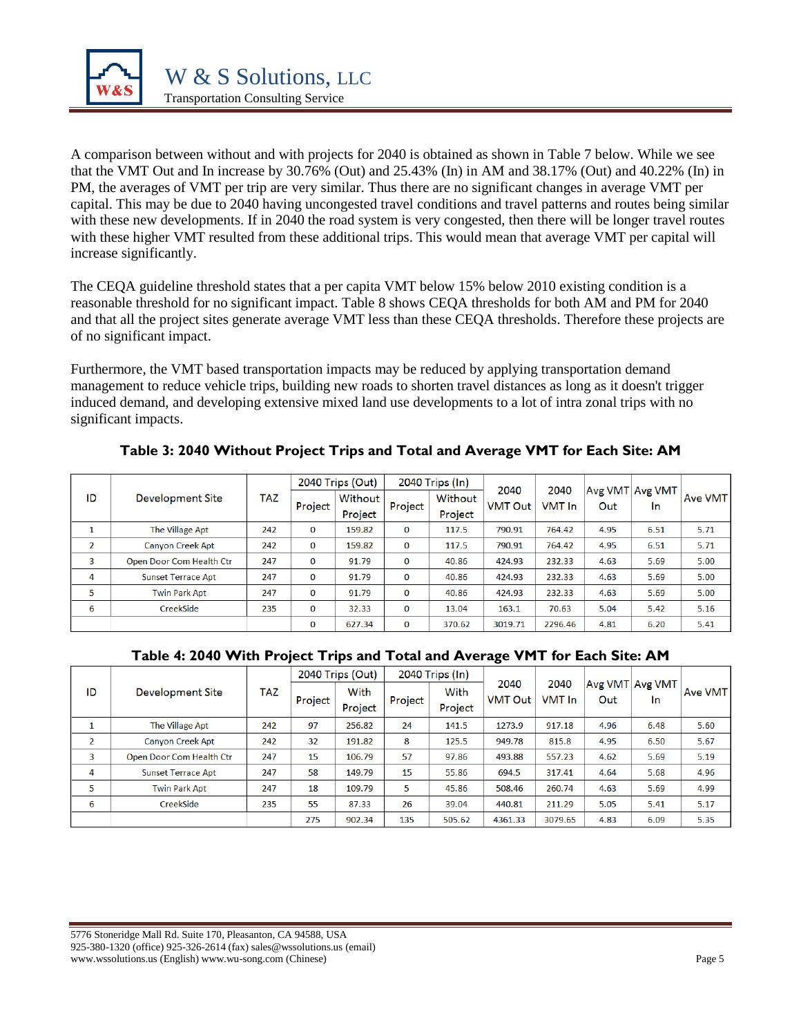A comparison between without and with projects for 2040 is obtained as shown in Table 7 below. While we see that the VMT Out and In increase by 30.76% (Out) and 25.43% (In) in AM and 38.17% (Out) and 40.22% (In) in PM, the averages of VMT per trip are very similar. Thus there are no significant changes in average VMT per capital. This may be due to 2040 having uncongested travel conditions and travel patterns and routes being similar with these new developments. If in 2040 the road system is very congested, then there will be longer travel routes with these higher VMT resulted from these additional trips. This would mean that average VMT per capital will increase significantly.

The CEQA guideline threshold states that a per capita VMT below 15% below 2010 existing condition is a reasonable threshold for no significant impact. Table 8 shows CEQA thresholds for both AM and PM for 2040 and that all the project sites generate average VMT less than these CEQA thresholds. Therefore these projects are of no significant impact.

Furthermore, the VMT based transportation impacts may be reduced by applying transportation demand management to reduce vehicle trips, building new roads to shorten travel distances as long as it doesn't trigger induced demand, and developing extensive mixed land use developments to a lot of intra zonal trips with no significant impacts.

**Table 3: 2040 Without Project Trips and Total and Average VMT for Each Site: AM**

| ID | Development Site | TAZ | 2040 Trips (Out) | | 2040 Trips (In) | | 2040 VMT Out | 2040 VMT In | Avg VMT Out | Avg VMT In | Ave VMT |
|---|---|---|---|---|---|---|---|---|---|---|---|
| | | | Project | Without Project | Project | Without Project | | | | | |
| 1 | The Village Apt | 242 | 0 | 159.82 | 0 | 117.5 | 790.91 | 764.42 | 4.95 | 6.51 | 5.71 |
| 2 | Canyon Creek Apt | 242 | 0 | 159.82 | 0 | 117.5 | 790.91 | 764.42 | 4.95 | 6.51 | 5.71 |
| 3 | Open Door Com Health Ctr | 247 | 0 | 91.79 | 0 | 40.86 | 424.93 | 232.33 | 4.63 | 5.69 | 5.00 |
| 4 | Sunset Terrace Apt | 247 | 0 | 91.79 | 0 | 40.86 | 424.93 | 232.33 | 4.63 | 5.69 | 5.00 |
| 5 | Twin Park Apt | 247 | 0 | 91.79 | 0 | 40.86 | 424.93 | 232.33 | 4.63 | 5.69 | 5.00 |
| 6 | CreekSide | 235 | 0 | 32.33 | 0 | 13.04 | 163.1 | 70.63 | 5.04 | 5.42 | 5.16 |
| | | | 0 | 627.34 | 0 | 370.62 | 3019.71 | 2296.46 | 4.81 | 6.20 | 5.41 |

**Table 4: 2040 With Project Trips and Total and Average VMT for Each Site: AM**

| ID | Development Site | TAZ | 2040 Trips (Out) | | 2040 Trips (In) | | 2040 VMT Out | 2040 VMT In | Avg VMT Out | Avg VMT In | Ave VMT |
|---|---|---|---|---|---|---|---|---|---|---|---|
| | | | Project | With Project | Project | With Project | | | | | |
| 1 | The Village Apt | 242 | 97 | 256.82 | 24 | 141.5 | 1273.9 | 917.18 | 4.96 | 6.48 | 5.60 |
| 2 | Canyon Creek Apt | 242 | 32 | 191.82 | 8 | 125.5 | 949.78 | 815.8 | 4.95 | 6.50 | 5.67 |
| 3 | Open Door Com Health Ctr | 247 | 15 | 106.79 | 57 | 97.86 | 493.88 | 557.23 | 4.62 | 5.69 | 5.19 |
| 4 | Sunset Terrace Apt | 247 | 58 | 149.79 | 15 | 55.86 | 694.5 | 317.41 | 4.64 | 5.68 | 4.96 |
| 5 | Twin Park Apt | 247 | 18 | 109.79 | 5 | 45.86 | 508.46 | 260.74 | 4.63 | 5.69 | 4.99 |
| 6 | CreekSide | 235 | 55 | 87.33 | 26 | 39.04 | 440.81 | 211.29 | 5.05 | 5.41 | 5.17 |
| | | | 275 | 902.34 | 135 | 505.62 | 4361.33 | 3079.65 | 4.83 | 6.09 | 5.35 |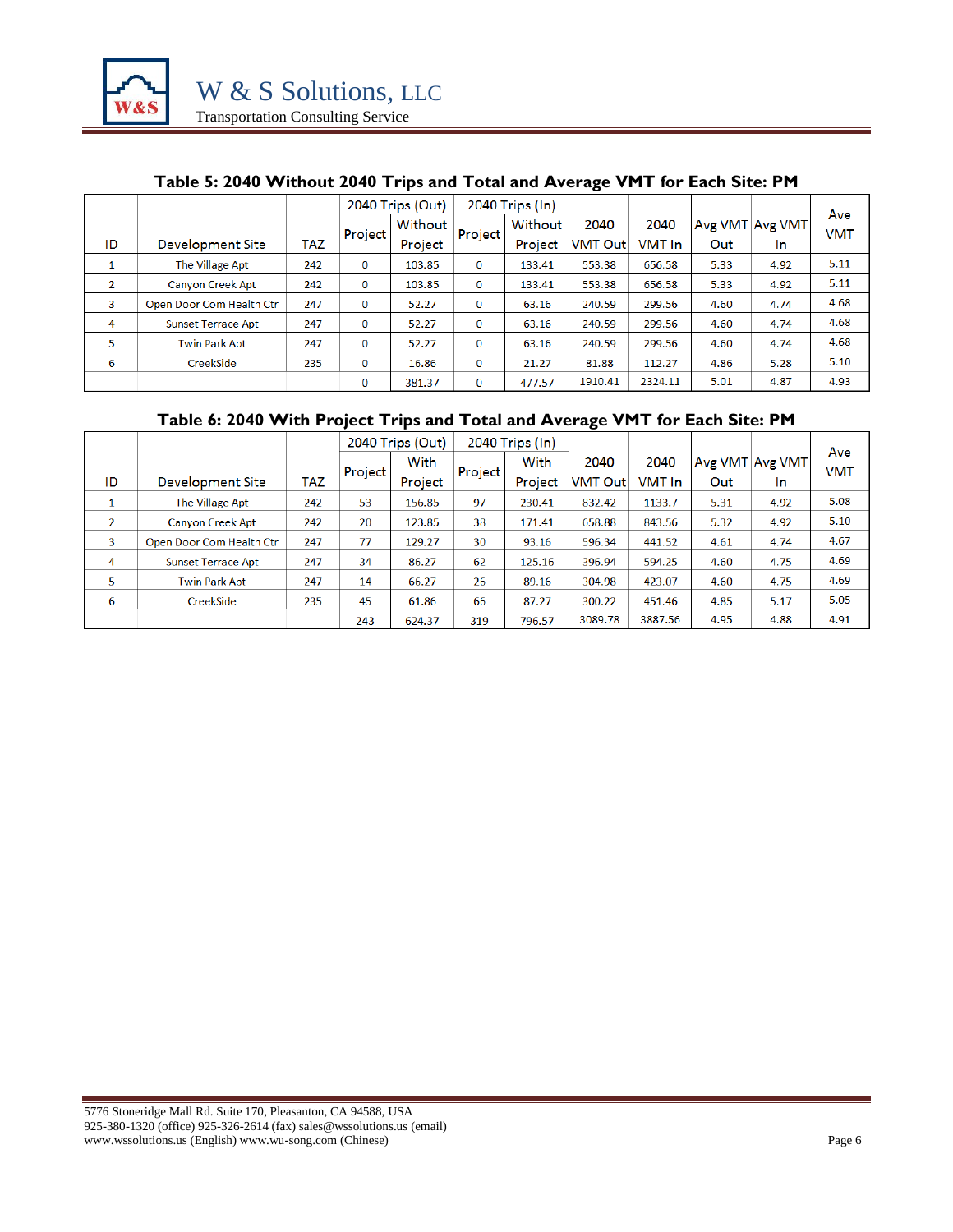**Table 5: 2040 Without 2040 Trips and Total and Average VMT for Each Site: PM**

| ID | Development Site | TAZ | 2040 Trips (Out) | | 2040 Trips (In) | | 2040 VMT Out | 2040 VMT In | Avg VMT Out | Avg VMT In | Ave VMT |
|---|---|---|---|---|---|---|---|---|---|---|---|
| | | | Project | Without Project | Project | Without Project | | | | | |
| 1 | The Village Apt | 242 | 0 | 103.85 | 0 | 133.41 | 553.38 | 656.58 | 5.33 | 4.92 | 5.11 |
| 2 | Canyon Creek Apt | 242 | 0 | 103.85 | 0 | 133.41 | 553.38 | 656.58 | 5.33 | 4.92 | 5.11 |
| 3 | Open Door Com Health Ctr | 247 | 0 | 52.27 | 0 | 63.16 | 240.59 | 299.56 | 4.60 | 4.74 | 4.68 |
| 4 | Sunset Terrace Apt | 247 | 0 | 52.27 | 0 | 63.16 | 240.59 | 299.56 | 4.60 | 4.74 | 4.68 |
| 5 | Twin Park Apt | 247 | 0 | 52.27 | 0 | 63.16 | 240.59 | 299.56 | 4.60 | 4.74 | 4.68 |
| 6 | CreekSide | 235 | 0 | 16.86 | 0 | 21.27 | 81.88 | 112.27 | 4.86 | 5.28 | 5.10 |
| | | | 0 | 381.37 | 0 | 477.57 | 1910.41 | 2324.11 | 5.01 | 4.87 | 4.93 |

**Table 6: 2040 With Project Trips and Total and Average VMT for Each Site: PM**

| ID | Development Site | TAZ | 2040 Trips (Out) | | 2040 Trips (In) | | 2040 VMT Out | 2040 VMT In | Avg VMT Out | Avg VMT In | Ave VMT |
|---|---|---|---|---|---|---|---|---|---|---|---|
| | | | Project | With Project | Project | With Project | | | | | |
| 1 | The Village Apt | 242 | 53 | 156.85 | 97 | 230.41 | 832.42 | 1133.7 | 5.31 | 4.92 | 5.08 |
| 2 | Canyon Creek Apt | 242 | 20 | 123.85 | 38 | 171.41 | 658.88 | 843.56 | 5.32 | 4.92 | 5.10 |
| 3 | Open Door Com Health Ctr | 247 | 77 | 129.27 | 30 | 93.16 | 596.34 | 441.52 | 4.61 | 4.74 | 4.67 |
| 4 | Sunset Terrace Apt | 247 | 34 | 86.27 | 62 | 125.16 | 396.94 | 594.25 | 4.60 | 4.75 | 4.69 |
| 5 | Twin Park Apt | 247 | 14 | 66.27 | 26 | 89.16 | 304.98 | 423.07 | 4.60 | 4.75 | 4.69 |
| 6 | CreekSide | 235 | 45 | 61.86 | 66 | 87.27 | 300.22 | 451.46 | 4.85 | 5.17 | 5.05 |
| | | | 243 | 624.37 | 319 | 796.57 | 3089.78 | 3887.56 | 4.95 | 4.88 | 4.91 |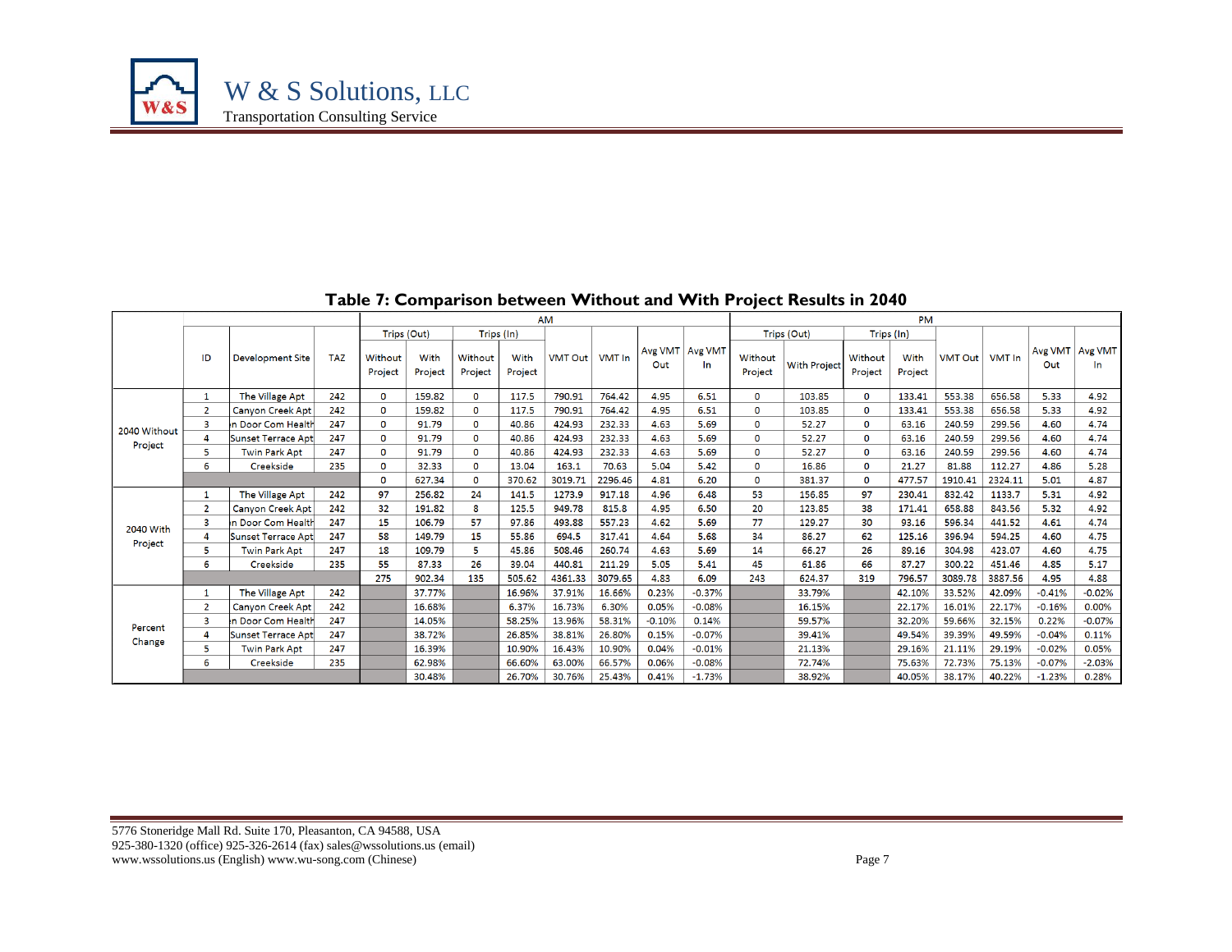### Table 7: Comparison between Without and With Project Results in 2040

| | ID | Development Site | TAZ | AM | | | | | | | | PM | | | | | | | |
|---|---|---|---|---|---|---|---|---|---|---|---|---|---|---|---|---|---|---|---|
| | | | | Trips (Out) | | Trips (In) | | | | | | Trips (Out) | | Trips (In) | | | | | |
| | | | | Without Project | With Project | Without Project | With Project | VMT Out | VMT In | Avg VMT Out | Avg VMT In | Without Project | With Project | Without Project | With Project | VMT Out | VMT In | Avg VMT Out | Avg VMT In |
| 2040 Without Project | 1 | The Village Apt | 242 | 0 | 159.82 | 0 | 117.5 | 790.91 | 764.42 | 4.95 | 6.51 | 0 | 103.85 | 0 | 133.41 | 553.38 | 656.58 | 5.33 | 4.92 |
| | 2 | Canyon Creek Apt | 242 | 0 | 159.82 | 0 | 117.5 | 790.91 | 764.42 | 4.95 | 6.51 | 0 | 103.85 | 0 | 133.41 | 553.38 | 656.58 | 5.33 | 4.92 |
| | 3 | n Door Com Health | 247 | 0 | 91.79 | 0 | 40.86 | 424.93 | 232.33 | 4.63 | 5.69 | 0 | 52.27 | 0 | 63.16 | 240.59 | 299.56 | 4.60 | 4.74 |
| | 4 | Sunset Terrace Apt | 247 | 0 | 91.79 | 0 | 40.86 | 424.93 | 232.33 | 4.63 | 5.69 | 0 | 52.27 | 0 | 63.16 | 240.59 | 299.56 | 4.60 | 4.74 |
| | 5 | Twin Park Apt | 247 | 0 | 91.79 | 0 | 40.86 | 424.93 | 232.33 | 4.63 | 5.69 | 0 | 52.27 | 0 | 63.16 | 240.59 | 299.56 | 4.60 | 4.74 |
| | 6 | Creekside | 235 | 0 | 32.33 | 0 | 13.04 | 163.1 | 70.63 | 5.04 | 5.42 | 0 | 16.86 | 0 | 21.27 | 81.88 | 112.27 | 4.86 | 5.28 |
| | | | | 0 | 627.34 | 0 | 370.62 | 3019.71 | 2296.46 | 4.81 | 6.20 | 0 | 381.37 | 0 | 477.57 | 1910.41 | 2324.11 | 5.01 | 4.87 |
| 2040 With Project | 1 | The Village Apt | 242 | 97 | 256.82 | 24 | 141.5 | 1273.9 | 917.18 | 4.96 | 6.48 | 53 | 156.85 | 97 | 230.41 | 832.42 | 1133.7 | 5.31 | 4.92 |
| | 2 | Canyon Creek Apt | 242 | 32 | 191.82 | 8 | 125.5 | 949.78 | 815.8 | 4.95 | 6.50 | 20 | 123.85 | 38 | 171.41 | 658.88 | 843.56 | 5.32 | 4.92 |
| | 3 | n Door Com Health | 247 | 15 | 106.79 | 57 | 97.86 | 493.88 | 557.23 | 4.62 | 5.69 | 77 | 129.27 | 30 | 93.16 | 596.34 | 441.52 | 4.61 | 4.74 |
| | 4 | Sunset Terrace Apt | 247 | 58 | 149.79 | 15 | 55.86 | 694.5 | 317.41 | 4.64 | 5.68 | 34 | 86.27 | 62 | 125.16 | 396.94 | 594.25 | 4.60 | 4.75 |
| | 5 | Twin Park Apt | 247 | 18 | 109.79 | 5 | 45.86 | 508.46 | 260.74 | 4.63 | 5.69 | 14 | 66.27 | 26 | 89.16 | 304.98 | 423.07 | 4.60 | 4.75 |
| | 6 | Creekside | 235 | 55 | 87.33 | 26 | 39.04 | 440.81 | 211.29 | 5.05 | 5.41 | 45 | 61.86 | 66 | 87.27 | 300.22 | 451.46 | 4.85 | 5.17 |
| | | | | 275 | 902.34 | 135 | 505.62 | 4361.33 | 3079.65 | 4.83 | 6.09 | 243 | 624.37 | 319 | 796.57 | 3089.78 | 3887.56 | 4.95 | 4.88 |
| Percent Change | 1 | The Village Apt | 242 | | 37.77% | | 16.96% | 37.91% | 16.66% | 0.23% | -0.37% | | 33.79% | | 42.10% | 33.52% | 42.09% | -0.41% | -0.02% |
| | 2 | Canyon Creek Apt | 242 | | 16.68% | | 6.37% | 16.73% | 6.30% | 0.05% | -0.08% | | 16.15% | | 22.17% | 16.01% | 22.17% | -0.16% | 0.00% |
| | 3 | n Door Com Health | 247 | | 14.05% | | 58.25% | 13.96% | 58.31% | -0.10% | 0.14% | | 59.57% | | 32.20% | 59.66% | 32.15% | 0.22% | -0.07% |
| | 4 | Sunset Terrace Apt | 247 | | 38.72% | | 26.85% | 38.81% | 26.80% | 0.15% | -0.07% | | 39.41% | | 49.54% | 39.39% | 49.59% | -0.04% | 0.11% |
| | 5 | Twin Park Apt | 247 | | 16.39% | | 10.90% | 16.43% | 10.90% | 0.04% | -0.01% | | 21.13% | | 29.16% | 21.11% | 29.19% | -0.02% | 0.05% |
| | 6 | Creekside | 235 | | 62.98% | | 66.60% | 63.00% | 66.57% | 0.06% | -0.08% | | 72.74% | | 75.63% | 72.73% | 75.13% | -0.07% | -2.03% |
| | | | | | 30.48% | | 26.70% | 30.76% | 25.43% | 0.41% | -1.73% | | 38.92% | | 40.05% | 38.17% | 40.22% | -1.23% | 0.28% |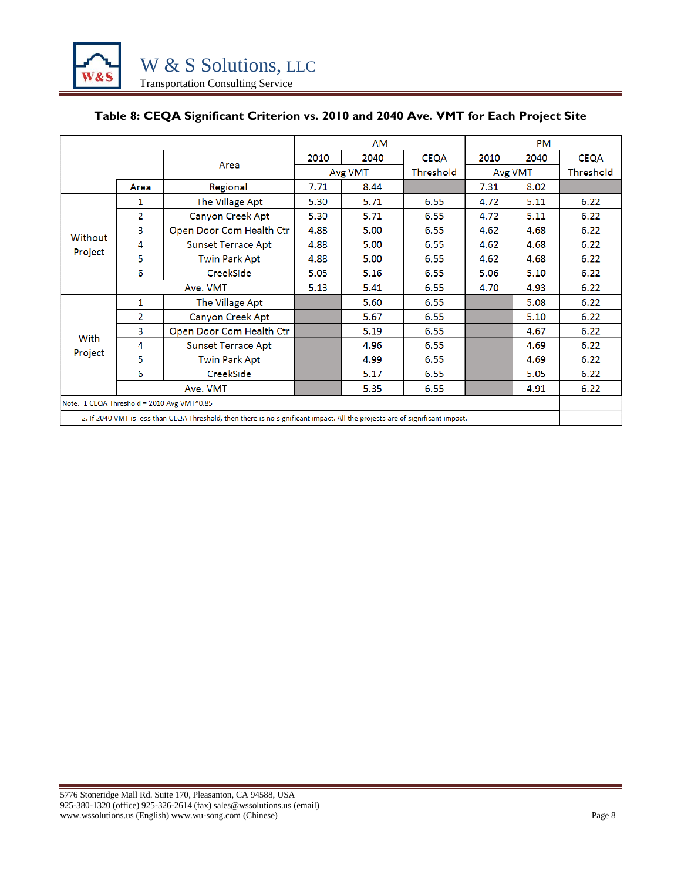**Table 8: CEQA Significant Criterion vs. 2010 and 2040 Ave. VMT for Each Project Site**

| | | Area | AM | | | PM | | |
|---|---|---|---|---|---|---|---|---|
| | | | 2010 | 2040 | CEQA | 2010 | 2040 | CEQA |
| | | | Avg VMT | | Threshold | Avg VMT | | Threshold |
| | Area | Regional | 7.71 | 8.44 | | 7.31 | 8.02 | |
| Without Project | 1 | The Village Apt | 5.30 | 5.71 | 6.55 | 4.72 | 5.11 | 6.22 |
| | 2 | Canyon Creek Apt | 5.30 | 5.71 | 6.55 | 4.72 | 5.11 | 6.22 |
| | 3 | Open Door Com Health Ctr | 4.88 | 5.00 | 6.55 | 4.62 | 4.68 | 6.22 |
| | 4 | Sunset Terrace Apt | 4.88 | 5.00 | 6.55 | 4.62 | 4.68 | 6.22 |
| | 5 | Twin Park Apt | 4.88 | 5.00 | 6.55 | 4.62 | 4.68 | 6.22 |
| | 6 | CreekSide | 5.05 | 5.16 | 6.55 | 5.06 | 5.10 | 6.22 |
| | Ave. VMT | | 5.13 | 5.41 | 6.55 | 4.70 | 4.93 | 6.22 |
| With Project | 1 | The Village Apt | | 5.60 | 6.55 | | 5.08 | 6.22 |
| | 2 | Canyon Creek Apt | | 5.67 | 6.55 | | 5.10 | 6.22 |
| | 3 | Open Door Com Health Ctr | | 5.19 | 6.55 | | 4.67 | 6.22 |
| | 4 | Sunset Terrace Apt | | 4.96 | 6.55 | | 4.69 | 6.22 |
| | 5 | Twin Park Apt | | 4.99 | 6.55 | | 4.69 | 6.22 |
| | 6 | CreekSide | | 5.17 | 6.55 | | 5.05 | 6.22 |
| | Ave. VMT | | | 5.35 | 6.55 | | 4.91 | 6.22 |

Note. 1 CEQA Threshold = 2010 Avg VMT*0.85

2. If 2040 VMT is less than CEQA Threshold, then there is no significant impact. All the projects are of significant impact.